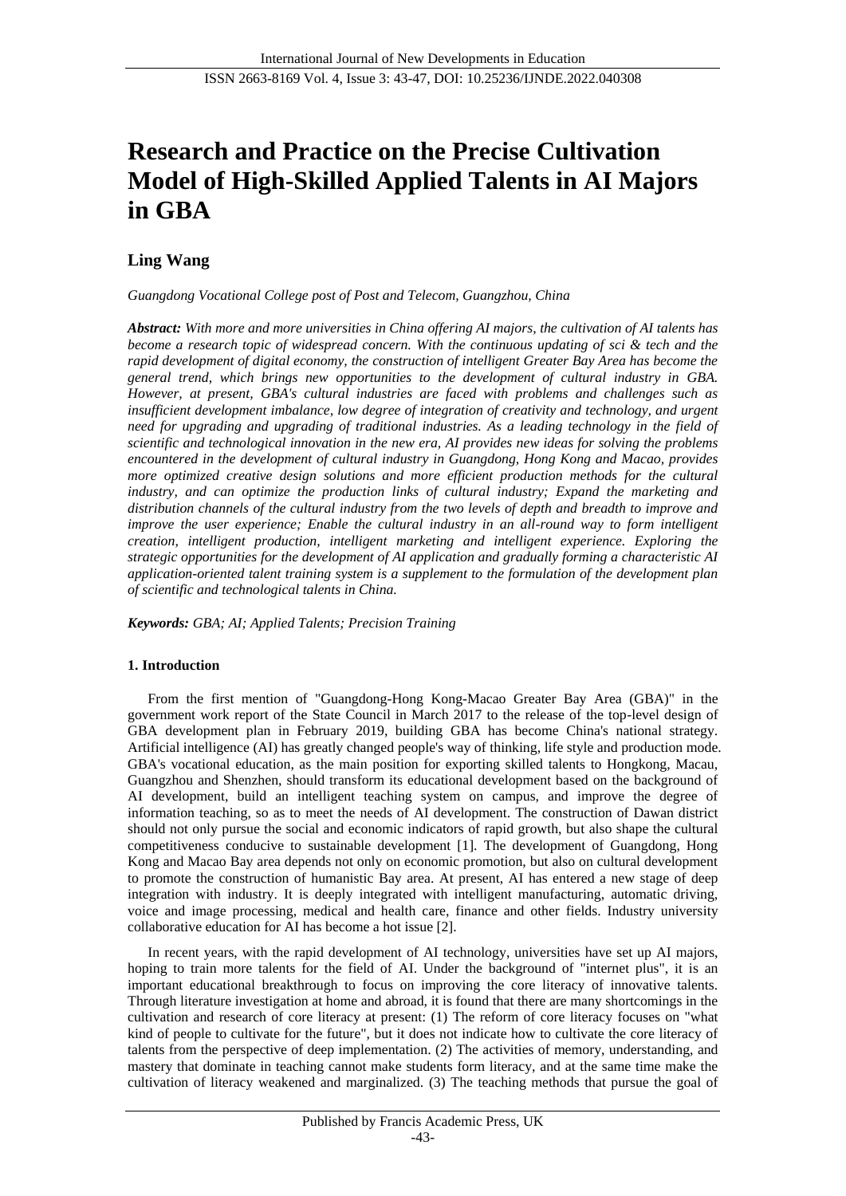# Research and Practice on the Precise Cultivation Model of High-Skilled Applied Talents in AI Majors in GBA

## Ling Wang

*Guangdong Vocational College post of Post and Telecom, Guangzhou, China*

***Abstract:** With more and more universities in China offering AI majors, the cultivation of AI talents has become a research topic of widespread concern. With the continuous updating of sci & tech and the rapid development of digital economy, the construction of intelligent Greater Bay Area has become the general trend, which brings new opportunities to the development of cultural industry in GBA. However, at present, GBA's cultural industries are faced with problems and challenges such as insufficient development imbalance, low degree of integration of creativity and technology, and urgent need for upgrading and upgrading of traditional industries. As a leading technology in the field of scientific and technological innovation in the new era, AI provides new ideas for solving the problems encountered in the development of cultural industry in Guangdong, Hong Kong and Macao, provides more optimized creative design solutions and more efficient production methods for the cultural industry, and can optimize the production links of cultural industry; Expand the marketing and distribution channels of the cultural industry from the two levels of depth and breadth to improve and improve the user experience; Enable the cultural industry in an all-round way to form intelligent creation, intelligent production, intelligent marketing and intelligent experience. Exploring the strategic opportunities for the development of AI application and gradually forming a characteristic AI application-oriented talent training system is a supplement to the formulation of the development plan of scientific and technological talents in China.*

***Keywords:** GBA; AI; Applied Talents; Precision Training*

### 1. Introduction

From the first mention of "Guangdong-Hong Kong-Macao Greater Bay Area (GBA)" in the government work report of the State Council in March 2017 to the release of the top-level design of GBA development plan in February 2019, building GBA has become China's national strategy. Artificial intelligence (AI) has greatly changed people's way of thinking, life style and production mode. GBA's vocational education, as the main position for exporting skilled talents to Hongkong, Macau, Guangzhou and Shenzhen, should transform its educational development based on the background of AI development, build an intelligent teaching system on campus, and improve the degree of information teaching, so as to meet the needs of AI development. The construction of Dawan district should not only pursue the social and economic indicators of rapid growth, but also shape the cultural competitiveness conducive to sustainable development [1]. The development of Guangdong, Hong Kong and Macao Bay area depends not only on economic promotion, but also on cultural development to promote the construction of humanistic Bay area. At present, AI has entered a new stage of deep integration with industry. It is deeply integrated with intelligent manufacturing, automatic driving, voice and image processing, medical and health care, finance and other fields. Industry university collaborative education for AI has become a hot issue [2].

In recent years, with the rapid development of AI technology, universities have set up AI majors, hoping to train more talents for the field of AI. Under the background of "internet plus", it is an important educational breakthrough to focus on improving the core literacy of innovative talents. Through literature investigation at home and abroad, it is found that there are many shortcomings in the cultivation and research of core literacy at present: (1) The reform of core literacy focuses on "what kind of people to cultivate for the future", but it does not indicate how to cultivate the core literacy of talents from the perspective of deep implementation. (2) The activities of memory, understanding, and mastery that dominate in teaching cannot make students form literacy, and at the same time make the cultivation of literacy weakened and marginalized. (3) The teaching methods that pursue the goal of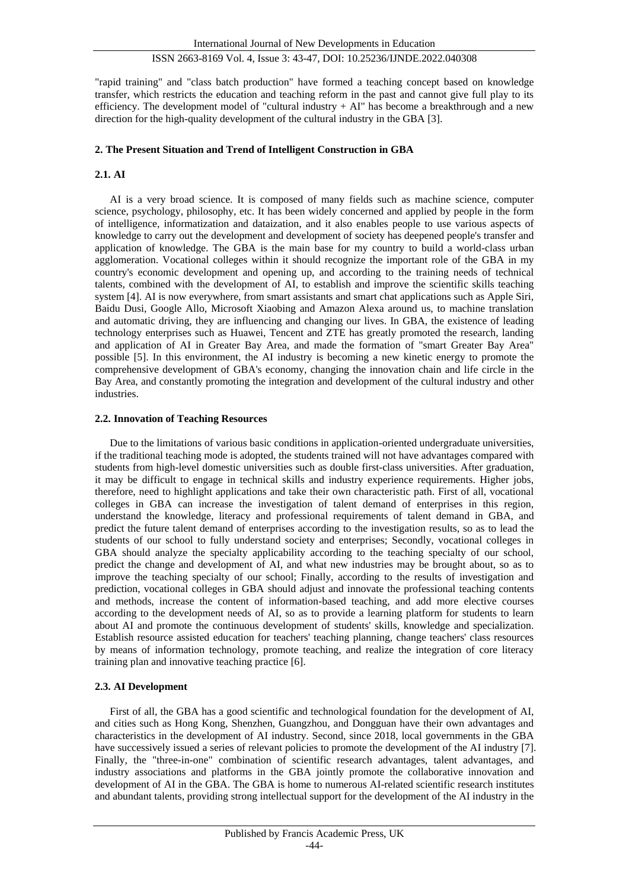"rapid training" and "class batch production" have formed a teaching concept based on knowledge transfer, which restricts the education and teaching reform in the past and cannot give full play to its efficiency. The development model of "cultural industry + AI" has become a breakthrough and a new direction for the high-quality development of the cultural industry in the GBA [3].

## 2. The Present Situation and Trend of Intelligent Construction in GBA

### 2.1. AI

AI is a very broad science. It is composed of many fields such as machine science, computer science, psychology, philosophy, etc. It has been widely concerned and applied by people in the form of intelligence, informatization and dataization, and it also enables people to use various aspects of knowledge to carry out the development and development of society has deepened people's transfer and application of knowledge. The GBA is the main base for my country to build a world-class urban agglomeration. Vocational colleges within it should recognize the important role of the GBA in my country's economic development and opening up, and according to the training needs of technical talents, combined with the development of AI, to establish and improve the scientific skills teaching system [4]. AI is now everywhere, from smart assistants and smart chat applications such as Apple Siri, Baidu Dusi, Google Allo, Microsoft Xiaobing and Amazon Alexa around us, to machine translation and automatic driving, they are influencing and changing our lives. In GBA, the existence of leading technology enterprises such as Huawei, Tencent and ZTE has greatly promoted the research, landing and application of AI in Greater Bay Area, and made the formation of "smart Greater Bay Area" possible [5]. In this environment, the AI industry is becoming a new kinetic energy to promote the comprehensive development of GBA's economy, changing the innovation chain and life circle in the Bay Area, and constantly promoting the integration and development of the cultural industry and other industries.

### 2.2. Innovation of Teaching Resources

Due to the limitations of various basic conditions in application-oriented undergraduate universities, if the traditional teaching mode is adopted, the students trained will not have advantages compared with students from high-level domestic universities such as double first-class universities. After graduation, it may be difficult to engage in technical skills and industry experience requirements. Higher jobs, therefore, need to highlight applications and take their own characteristic path. First of all, vocational colleges in GBA can increase the investigation of talent demand of enterprises in this region, understand the knowledge, literacy and professional requirements of talent demand in GBA, and predict the future talent demand of enterprises according to the investigation results, so as to lead the students of our school to fully understand society and enterprises; Secondly, vocational colleges in GBA should analyze the specialty applicability according to the teaching specialty of our school, predict the change and development of AI, and what new industries may be brought about, so as to improve the teaching specialty of our school; Finally, according to the results of investigation and prediction, vocational colleges in GBA should adjust and innovate the professional teaching contents and methods, increase the content of information-based teaching, and add more elective courses according to the development needs of AI, so as to provide a learning platform for students to learn about AI and promote the continuous development of students' skills, knowledge and specialization. Establish resource assisted education for teachers' teaching planning, change teachers' class resources by means of information technology, promote teaching, and realize the integration of core literacy training plan and innovative teaching practice [6].

### 2.3. AI Development

First of all, the GBA has a good scientific and technological foundation for the development of AI, and cities such as Hong Kong, Shenzhen, Guangzhou, and Dongguan have their own advantages and characteristics in the development of AI industry. Second, since 2018, local governments in the GBA have successively issued a series of relevant policies to promote the development of the AI industry [7]. Finally, the "three-in-one" combination of scientific research advantages, talent advantages, and industry associations and platforms in the GBA jointly promote the collaborative innovation and development of AI in the GBA. The GBA is home to numerous AI-related scientific research institutes and abundant talents, providing strong intellectual support for the development of the AI industry in the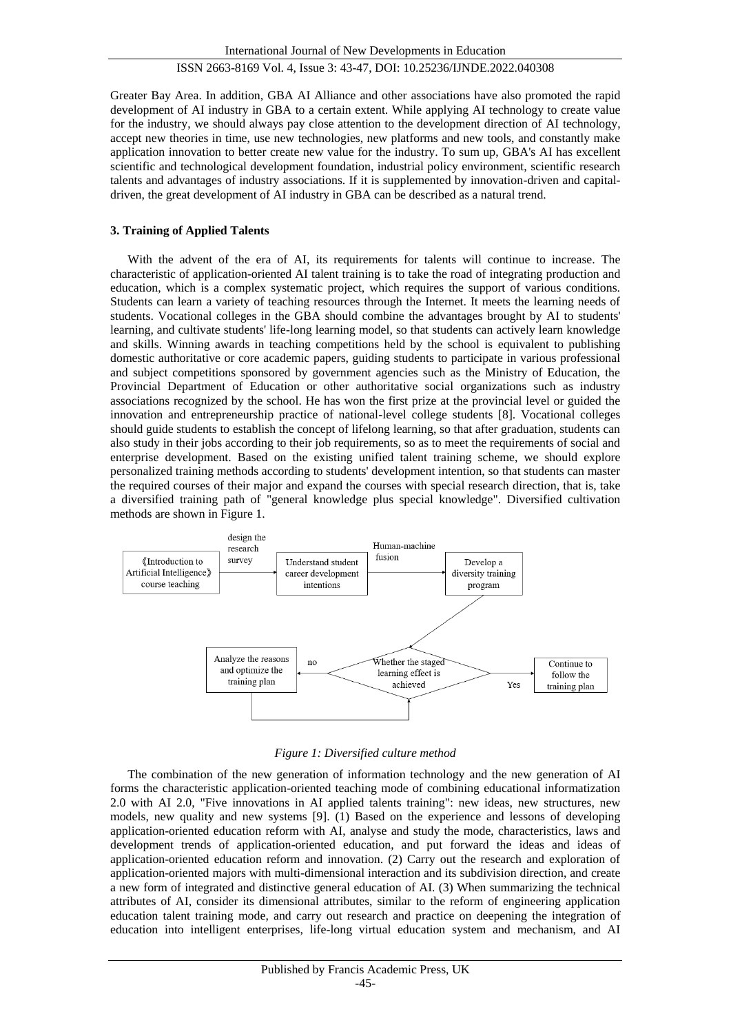Greater Bay Area. In addition, GBA AI Alliance and other associations have also promoted the rapid development of AI industry in GBA to a certain extent. While applying AI technology to create value for the industry, we should always pay close attention to the development direction of AI technology, accept new theories in time, use new technologies, new platforms and new tools, and constantly make application innovation to better create new value for the industry. To sum up, GBA's AI has excellent scientific and technological development foundation, industrial policy environment, scientific research talents and advantages of industry associations. If it is supplemented by innovation-driven and capital-driven, the great development of AI industry in GBA can be described as a natural trend.

## 3. Training of Applied Talents

With the advent of the era of AI, its requirements for talents will continue to increase. The characteristic of application-oriented AI talent training is to take the road of integrating production and education, which is a complex systematic project, which requires the support of various conditions. Students can learn a variety of teaching resources through the Internet. It meets the learning needs of students. Vocational colleges in the GBA should combine the advantages brought by AI to students' learning, and cultivate students' life-long learning model, so that students can actively learn knowledge and skills. Winning awards in teaching competitions held by the school is equivalent to publishing domestic authoritative or core academic papers, guiding students to participate in various professional and subject competitions sponsored by government agencies such as the Ministry of Education, the Provincial Department of Education or other authoritative social organizations such as industry associations recognized by the school. He has won the first prize at the provincial level or guided the innovation and entrepreneurship practice of national-level college students [8]. Vocational colleges should guide students to establish the concept of lifelong learning, so that after graduation, students can also study in their jobs according to their job requirements, so as to meet the requirements of social and enterprise development. Based on the existing unified talent training scheme, we should explore personalized training methods according to students' development intention, so that students can master the required courses of their major and expand the courses with special research direction, that is, take a diversified training path of "general knowledge plus special knowledge". Diversified cultivation methods are shown in Figure 1.

《Introduction to Artificial Intelligence》 course teaching → design the research survey → Understand student career development intentions → Human-machine fusion → Develop a diversity training program → Whether the staged learning effect is achieved → Yes: Continue to follow the training plan; no: Analyze the reasons and optimize the training plan

*Figure 1: Diversified culture method*

The combination of the new generation of information technology and the new generation of AI forms the characteristic application-oriented teaching mode of combining educational informatization 2.0 with AI 2.0, "Five innovations in AI applied talents training": new ideas, new structures, new models, new quality and new systems [9]. (1) Based on the experience and lessons of developing application-oriented education reform with AI, analyse and study the mode, characteristics, laws and development trends of application-oriented education, and put forward the ideas and ideas of application-oriented education reform and innovation. (2) Carry out the research and exploration of application-oriented majors with multi-dimensional interaction and its subdivision direction, and create a new form of integrated and distinctive general education of AI. (3) When summarizing the technical attributes of AI, consider its dimensional attributes, similar to the reform of engineering application education talent training mode, and carry out research and practice on deepening the integration of education into intelligent enterprises, life-long virtual education system and mechanism, and AI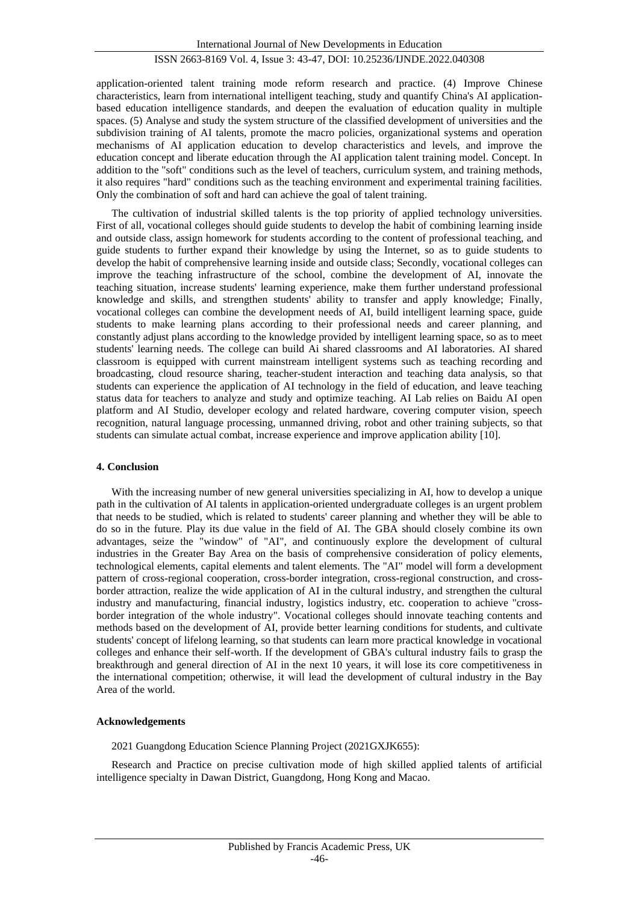application-oriented talent training mode reform research and practice. (4) Improve Chinese characteristics, learn from international intelligent teaching, study and quantify China's AI application-based education intelligence standards, and deepen the evaluation of education quality in multiple spaces. (5) Analyse and study the system structure of the classified development of universities and the subdivision training of AI talents, promote the macro policies, organizational systems and operation mechanisms of AI application education to develop characteristics and levels, and improve the education concept and liberate education through the AI application talent training model. Concept. In addition to the "soft" conditions such as the level of teachers, curriculum system, and training methods, it also requires "hard" conditions such as the teaching environment and experimental training facilities. Only the combination of soft and hard can achieve the goal of talent training.

The cultivation of industrial skilled talents is the top priority of applied technology universities. First of all, vocational colleges should guide students to develop the habit of combining learning inside and outside class, assign homework for students according to the content of professional teaching, and guide students to further expand their knowledge by using the Internet, so as to guide students to develop the habit of comprehensive learning inside and outside class; Secondly, vocational colleges can improve the teaching infrastructure of the school, combine the development of AI, innovate the teaching situation, increase students' learning experience, make them further understand professional knowledge and skills, and strengthen students' ability to transfer and apply knowledge; Finally, vocational colleges can combine the development needs of AI, build intelligent learning space, guide students to make learning plans according to their professional needs and career planning, and constantly adjust plans according to the knowledge provided by intelligent learning space, so as to meet students' learning needs. The college can build Ai shared classrooms and AI laboratories. AI shared classroom is equipped with current mainstream intelligent systems such as teaching recording and broadcasting, cloud resource sharing, teacher-student interaction and teaching data analysis, so that students can experience the application of AI technology in the field of education, and leave teaching status data for teachers to analyze and study and optimize teaching. AI Lab relies on Baidu AI open platform and AI Studio, developer ecology and related hardware, covering computer vision, speech recognition, natural language processing, unmanned driving, robot and other training subjects, so that students can simulate actual combat, increase experience and improve application ability [10].

## 4. Conclusion

With the increasing number of new general universities specializing in AI, how to develop a unique path in the cultivation of AI talents in application-oriented undergraduate colleges is an urgent problem that needs to be studied, which is related to students' career planning and whether they will be able to do so in the future. Play its due value in the field of AI. The GBA should closely combine its own advantages, seize the "window" of "AI", and continuously explore the development of cultural industries in the Greater Bay Area on the basis of comprehensive consideration of policy elements, technological elements, capital elements and talent elements. The "AI" model will form a development pattern of cross-regional cooperation, cross-border integration, cross-regional construction, and cross-border attraction, realize the wide application of AI in the cultural industry, and strengthen the cultural industry and manufacturing, financial industry, logistics industry, etc. cooperation to achieve "cross-border integration of the whole industry". Vocational colleges should innovate teaching contents and methods based on the development of AI, provide better learning conditions for students, and cultivate students' concept of lifelong learning, so that students can learn more practical knowledge in vocational colleges and enhance their self-worth. If the development of GBA's cultural industry fails to grasp the breakthrough and general direction of AI in the next 10 years, it will lose its core competitiveness in the international competition; otherwise, it will lead the development of cultural industry in the Bay Area of the world.

## Acknowledgements

2021 Guangdong Education Science Planning Project (2021GXJK655):

Research and Practice on precise cultivation mode of high skilled applied talents of artificial intelligence specialty in Dawan District, Guangdong, Hong Kong and Macao.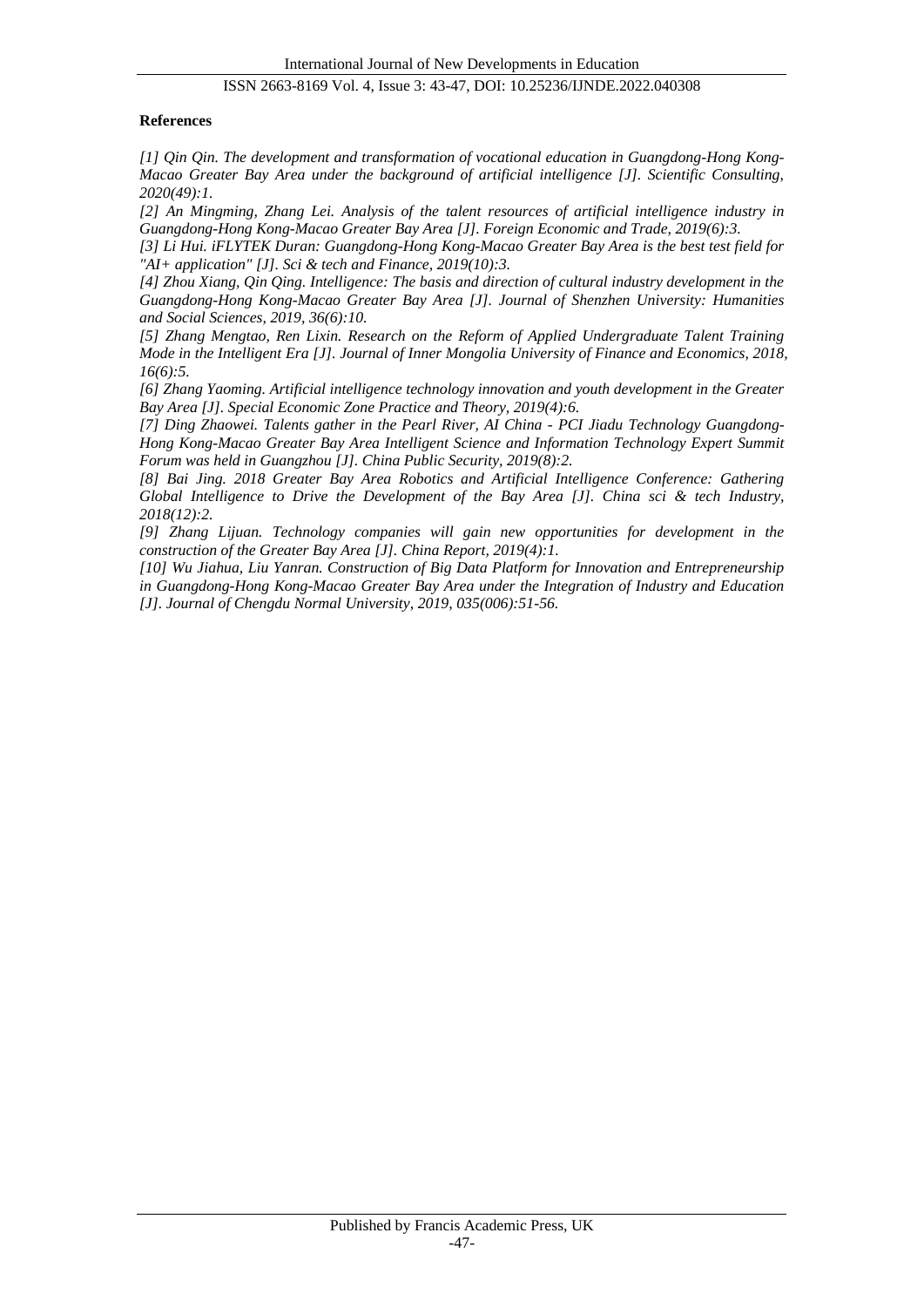**References**

*[1] Qin Qin. The development and transformation of vocational education in Guangdong-Hong Kong-Macao Greater Bay Area under the background of artificial intelligence [J]. Scientific Consulting, 2020(49):1.*

*[2] An Mingming, Zhang Lei. Analysis of the talent resources of artificial intelligence industry in Guangdong-Hong Kong-Macao Greater Bay Area [J]. Foreign Economic and Trade, 2019(6):3.*

*[3] Li Hui. iFLYTEK Duran: Guangdong-Hong Kong-Macao Greater Bay Area is the best test field for "AI+ application" [J]. Sci & tech and Finance, 2019(10):3.*

*[4] Zhou Xiang, Qin Qing. Intelligence: The basis and direction of cultural industry development in the Guangdong-Hong Kong-Macao Greater Bay Area [J]. Journal of Shenzhen University: Humanities and Social Sciences, 2019, 36(6):10.*

*[5] Zhang Mengtao, Ren Lixin. Research on the Reform of Applied Undergraduate Talent Training Mode in the Intelligent Era [J]. Journal of Inner Mongolia University of Finance and Economics, 2018, 16(6):5.*

*[6] Zhang Yaoming. Artificial intelligence technology innovation and youth development in the Greater Bay Area [J]. Special Economic Zone Practice and Theory, 2019(4):6.*

*[7] Ding Zhaowei. Talents gather in the Pearl River, AI China - PCI Jiadu Technology Guangdong-Hong Kong-Macao Greater Bay Area Intelligent Science and Information Technology Expert Summit Forum was held in Guangzhou [J]. China Public Security, 2019(8):2.*

*[8] Bai Jing. 2018 Greater Bay Area Robotics and Artificial Intelligence Conference: Gathering Global Intelligence to Drive the Development of the Bay Area [J]. China sci & tech Industry, 2018(12):2.*

*[9] Zhang Lijuan. Technology companies will gain new opportunities for development in the construction of the Greater Bay Area [J]. China Report, 2019(4):1.*

*[10] Wu Jiahua, Liu Yanran. Construction of Big Data Platform for Innovation and Entrepreneurship in Guangdong-Hong Kong-Macao Greater Bay Area under the Integration of Industry and Education [J]. Journal of Chengdu Normal University, 2019, 035(006):51-56.*